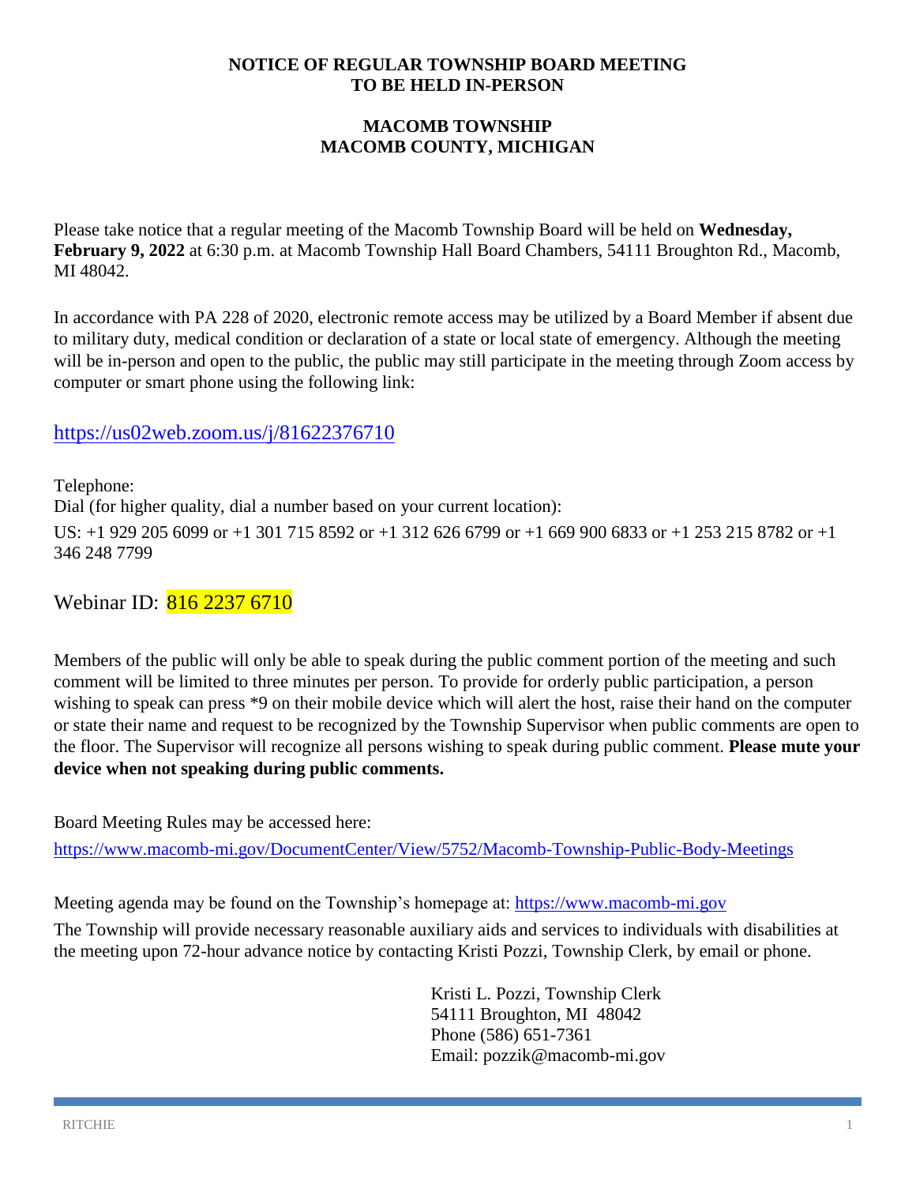# NOTICE OF REGULAR TOWNSHIP BOARD MEETING TO BE HELD IN-PERSON

## MACOMB TOWNSHIP MACOMB COUNTY, MICHIGAN

Please take notice that a regular meeting of the Macomb Township Board will be held on **Wednesday, February 9, 2022** at 6:30 p.m. at Macomb Township Hall Board Chambers, 54111 Broughton Rd., Macomb, MI 48042.

In accordance with PA 228 of 2020, electronic remote access may be utilized by a Board Member if absent due to military duty, medical condition or declaration of a state or local state of emergency. Although the meeting will be in-person and open to the public, the public may still participate in the meeting through Zoom access by computer or smart phone using the following link:

https://us02web.zoom.us/j/81622376710

Telephone:
Dial (for higher quality, dial a number based on your current location):
US: +1 929 205 6099 or +1 301 715 8592 or +1 312 626 6799 or +1 669 900 6833 or +1 253 215 8782 or +1 346 248 7799

Webinar ID: 816 2237 6710

Members of the public will only be able to speak during the public comment portion of the meeting and such comment will be limited to three minutes per person. To provide for orderly public participation, a person wishing to speak can press *9 on their mobile device which will alert the host, raise their hand on the computer or state their name and request to be recognized by the Township Supervisor when public comments are open to the floor. The Supervisor will recognize all persons wishing to speak during public comment. **Please mute your device when not speaking during public comments.**

Board Meeting Rules may be accessed here:
https://www.macomb-mi.gov/DocumentCenter/View/5752/Macomb-Township-Public-Body-Meetings

Meeting agenda may be found on the Township's homepage at: https://www.macomb-mi.gov

The Township will provide necessary reasonable auxiliary aids and services to individuals with disabilities at the meeting upon 72-hour advance notice by contacting Kristi Pozzi, Township Clerk, by email or phone.

Kristi L. Pozzi, Township Clerk
54111 Broughton, MI 48042
Phone (586) 651-7361
Email: pozzik@macomb-mi.gov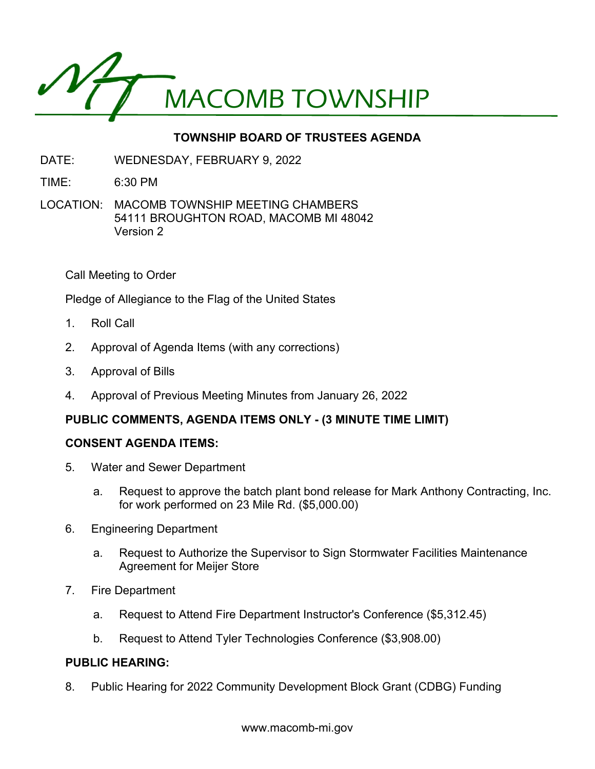# MACOMB TOWNSHIP

## TOWNSHIP BOARD OF TRUSTEES AGENDA

DATE: WEDNESDAY, FEBRUARY 9, 2022

TIME: 6:30 PM

LOCATION: MACOMB TOWNSHIP MEETING CHAMBERS
54111 BROUGHTON ROAD, MACOMB MI 48042
Version 2

Call Meeting to Order

Pledge of Allegiance to the Flag of the United States

1. Roll Call
2. Approval of Agenda Items (with any corrections)
3. Approval of Bills
4. Approval of Previous Meeting Minutes from January 26, 2022

**PUBLIC COMMENTS, AGENDA ITEMS ONLY - (3 MINUTE TIME LIMIT)**

**CONSENT AGENDA ITEMS:**

5. Water and Sewer Department
   a. Request to approve the batch plant bond release for Mark Anthony Contracting, Inc. for work performed on 23 Mile Rd. ($5,000.00)
6. Engineering Department
   a. Request to Authorize the Supervisor to Sign Stormwater Facilities Maintenance Agreement for Meijer Store
7. Fire Department
   a. Request to Attend Fire Department Instructor's Conference ($5,312.45)
   b. Request to Attend Tyler Technologies Conference ($3,908.00)

**PUBLIC HEARING:**

8. Public Hearing for 2022 Community Development Block Grant (CDBG) Funding

www.macomb-mi.gov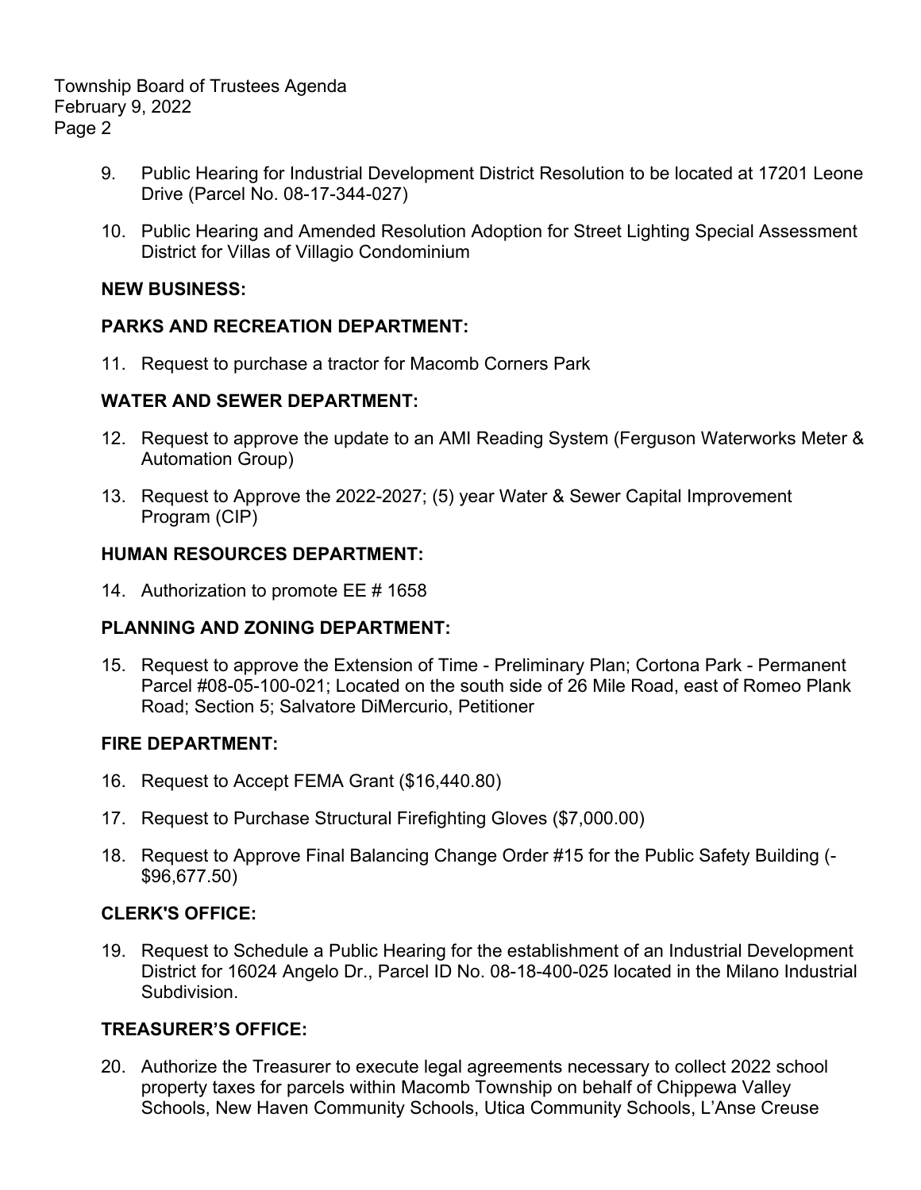9. Public Hearing for Industrial Development District Resolution to be located at 17201 Leone Drive (Parcel No. 08-17-344-027)

10. Public Hearing and Amended Resolution Adoption for Street Lighting Special Assessment District for Villas of Villagio Condominium

**NEW BUSINESS:**

**PARKS AND RECREATION DEPARTMENT:**

11. Request to purchase a tractor for Macomb Corners Park

**WATER AND SEWER DEPARTMENT:**

12. Request to approve the update to an AMI Reading System (Ferguson Waterworks Meter & Automation Group)

13. Request to Approve the 2022-2027; (5) year Water & Sewer Capital Improvement Program (CIP)

**HUMAN RESOURCES DEPARTMENT:**

14. Authorization to promote EE # 1658

**PLANNING AND ZONING DEPARTMENT:**

15. Request to approve the Extension of Time - Preliminary Plan; Cortona Park - Permanent Parcel #08-05-100-021; Located on the south side of 26 Mile Road, east of Romeo Plank Road; Section 5; Salvatore DiMercurio, Petitioner

**FIRE DEPARTMENT:**

16. Request to Accept FEMA Grant ($16,440.80)

17. Request to Purchase Structural Firefighting Gloves ($7,000.00)

18. Request to Approve Final Balancing Change Order #15 for the Public Safety Building (-$96,677.50)

**CLERK'S OFFICE:**

19. Request to Schedule a Public Hearing for the establishment of an Industrial Development District for 16024 Angelo Dr., Parcel ID No. 08-18-400-025 located in the Milano Industrial Subdivision.

**TREASURER'S OFFICE:**

20. Authorize the Treasurer to execute legal agreements necessary to collect 2022 school property taxes for parcels within Macomb Township on behalf of Chippewa Valley Schools, New Haven Community Schools, Utica Community Schools, L'Anse Creuse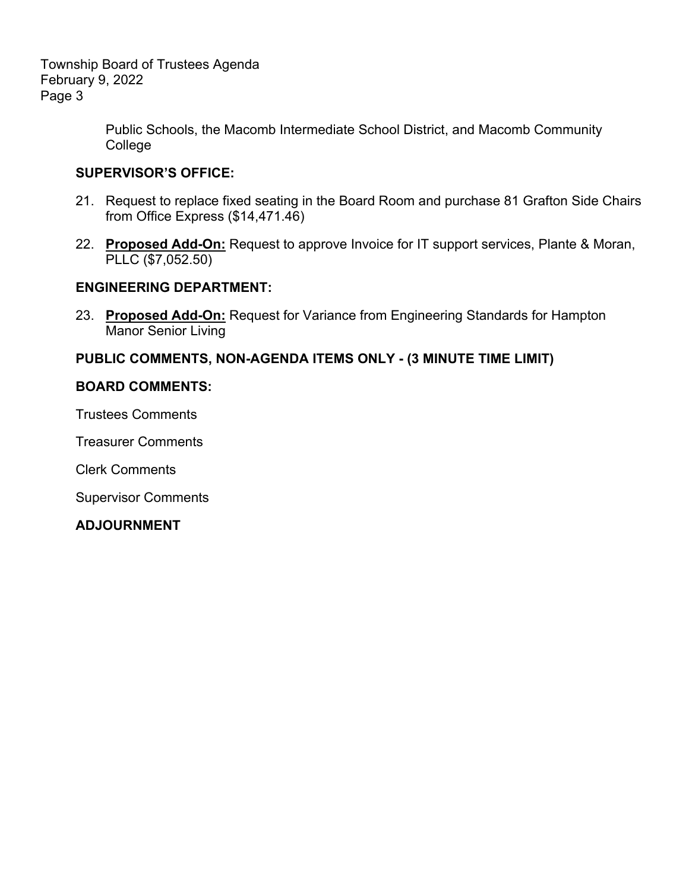Public Schools, the Macomb Intermediate School District, and Macomb Community College

**SUPERVISOR'S OFFICE:**

21. Request to replace fixed seating in the Board Room and purchase 81 Grafton Side Chairs from Office Express ($14,471.46)

22. **Proposed Add-On:** Request to approve Invoice for IT support services, Plante & Moran, PLLC ($7,052.50)

**ENGINEERING DEPARTMENT:**

23. **Proposed Add-On:** Request for Variance from Engineering Standards for Hampton Manor Senior Living

**PUBLIC COMMENTS, NON-AGENDA ITEMS ONLY - (3 MINUTE TIME LIMIT)**

**BOARD COMMENTS:**

Trustees Comments

Treasurer Comments

Clerk Comments

Supervisor Comments

**ADJOURNMENT**